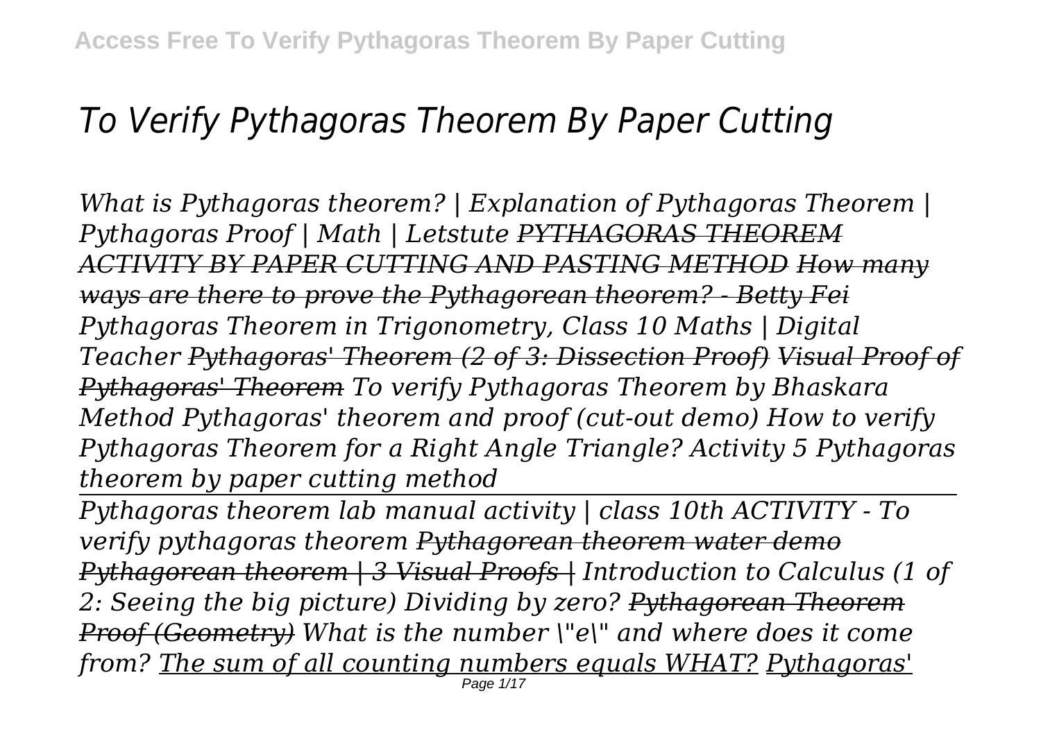# *To Verify Pythagoras Theorem By Paper Cutting*

*What is Pythagoras theorem? | Explanation of Pythagoras Theorem | Pythagoras Proof | Math | Letstute* ~~*PYTHAGORAS THEOREM ACTIVITY BY PAPER CUTTING AND PASTING METHOD*~~ ~~*How many ways are there to prove the Pythagorean theorem? - Betty Fei*~~ *Pythagoras Theorem in Trigonometry, Class 10 Maths | Digital Teacher* ~~*Pythagoras' Theorem (2 of 3: Dissection Proof)*~~ ~~*Visual Proof of Pythagoras' Theorem*~~ *To verify Pythagoras Theorem by Bhaskara Method Pythagoras' theorem and proof (cut-out demo) How to verify Pythagoras Theorem for a Right Angle Triangle? Activity 5 Pythagoras theorem by paper cutting method*

*Pythagoras theorem lab manual activity | class 10th ACTIVITY - To verify pythagoras theorem* ~~*Pythagorean theorem water demo*~~ ~~*Pythagorean theorem | 3 Visual Proofs |*~~ *Introduction to Calculus (1 of 2: Seeing the big picture) Dividing by zero?* ~~*Pythagorean Theorem Proof (Geometry)*~~ *What is the number \"e\" and where does it come from?* *The sum of all counting numbers equals WHAT?* *Pythagoras'*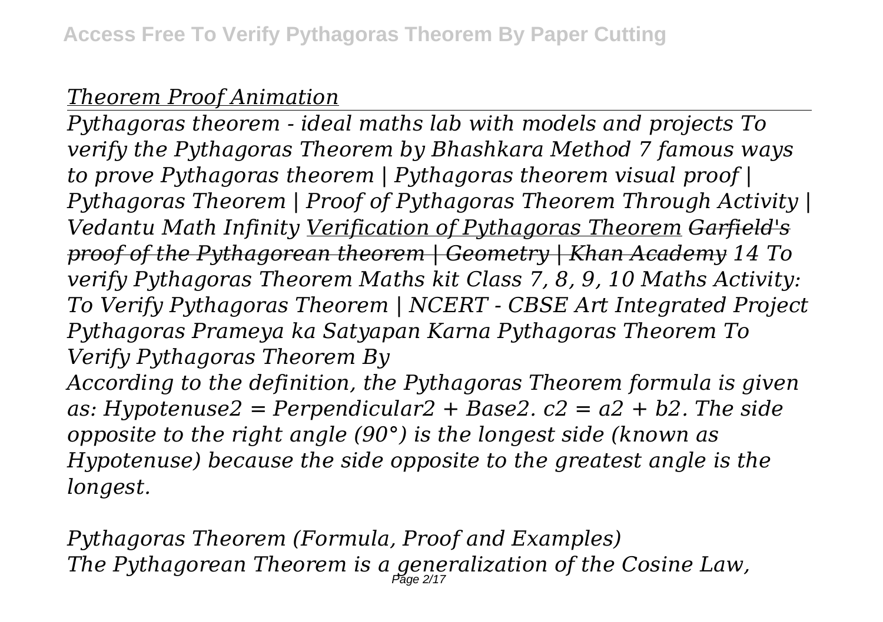*Theorem Proof Animation*

*Pythagoras theorem - ideal maths lab with models and projects To verify the Pythagoras Theorem by Bhashkara Method 7 famous ways to prove Pythagoras theorem | Pythagoras theorem visual proof | Pythagoras Theorem | Proof of Pythagoras Theorem Through Activity | Vedantu Math Infinity* *Verification of Pythagoras Theorem* *~~Garfield's proof of the Pythagorean theorem | Geometry | Khan Academy~~* *14 To verify Pythagoras Theorem Maths kit Class 7, 8, 9, 10 Maths Activity: To Verify Pythagoras Theorem | NCERT - CBSE Art Integrated Project Pythagoras Prameya ka Satyapan Karna Pythagoras Theorem To Verify Pythagoras Theorem By*

*According to the definition, the Pythagoras Theorem formula is given as: Hypotenuse2 = Perpendicular2 + Base2. c2 = a2 + b2. The side opposite to the right angle (90°) is the longest side (known as Hypotenuse) because the side opposite to the greatest angle is the longest.*

*Pythagoras Theorem (Formula, Proof and Examples)*

*The Pythagorean Theorem is a generalization of the Cosine Law,*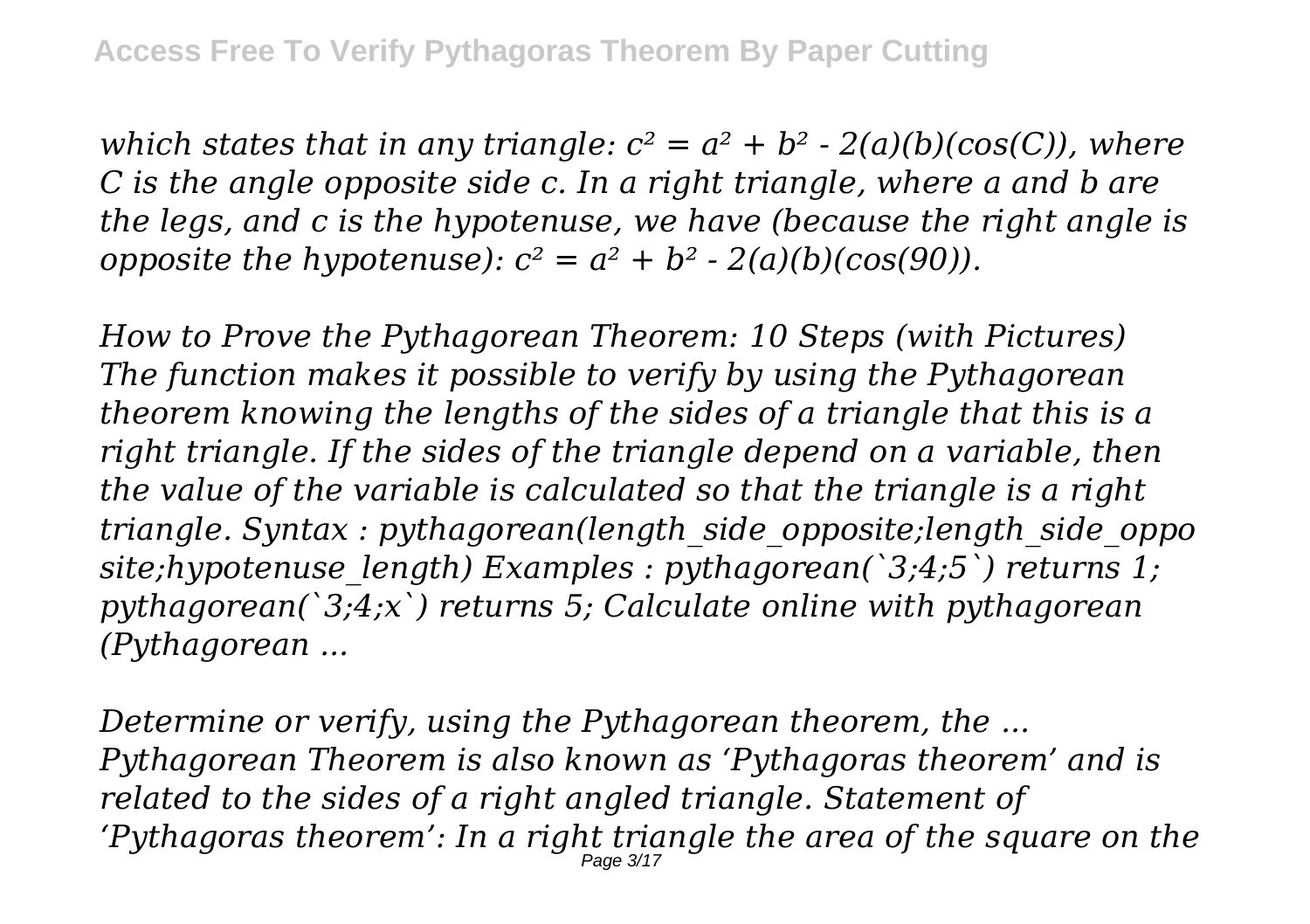*which states that in any triangle: $c^2 = a^2 + b^2 - 2(a)(b)(\cos(C))$, where C is the angle opposite side c. In a right triangle, where a and b are the legs, and c is the hypotenuse, we have (because the right angle is opposite the hypotenuse): $c^2 = a^2 + b^2 - 2(a)(b)(\cos(90))$.*

*How to Prove the Pythagorean Theorem: 10 Steps (with Pictures) The function makes it possible to verify by using the Pythagorean theorem knowing the lengths of the sides of a triangle that this is a right triangle. If the sides of the triangle depend on a variable, then the value of the variable is calculated so that the triangle is a right triangle. Syntax : pythagorean(length_side_opposite;length_side_opposite;hypotenuse_length) Examples : pythagorean(`3;4;5`) returns 1; pythagorean(`3;4;x`) returns 5; Calculate online with pythagorean (Pythagorean ...*

*Determine or verify, using the Pythagorean theorem, the ... Pythagorean Theorem is also known as 'Pythagoras theorem' and is related to the sides of a right angled triangle. Statement of 'Pythagoras theorem': In a right triangle the area of the square on the*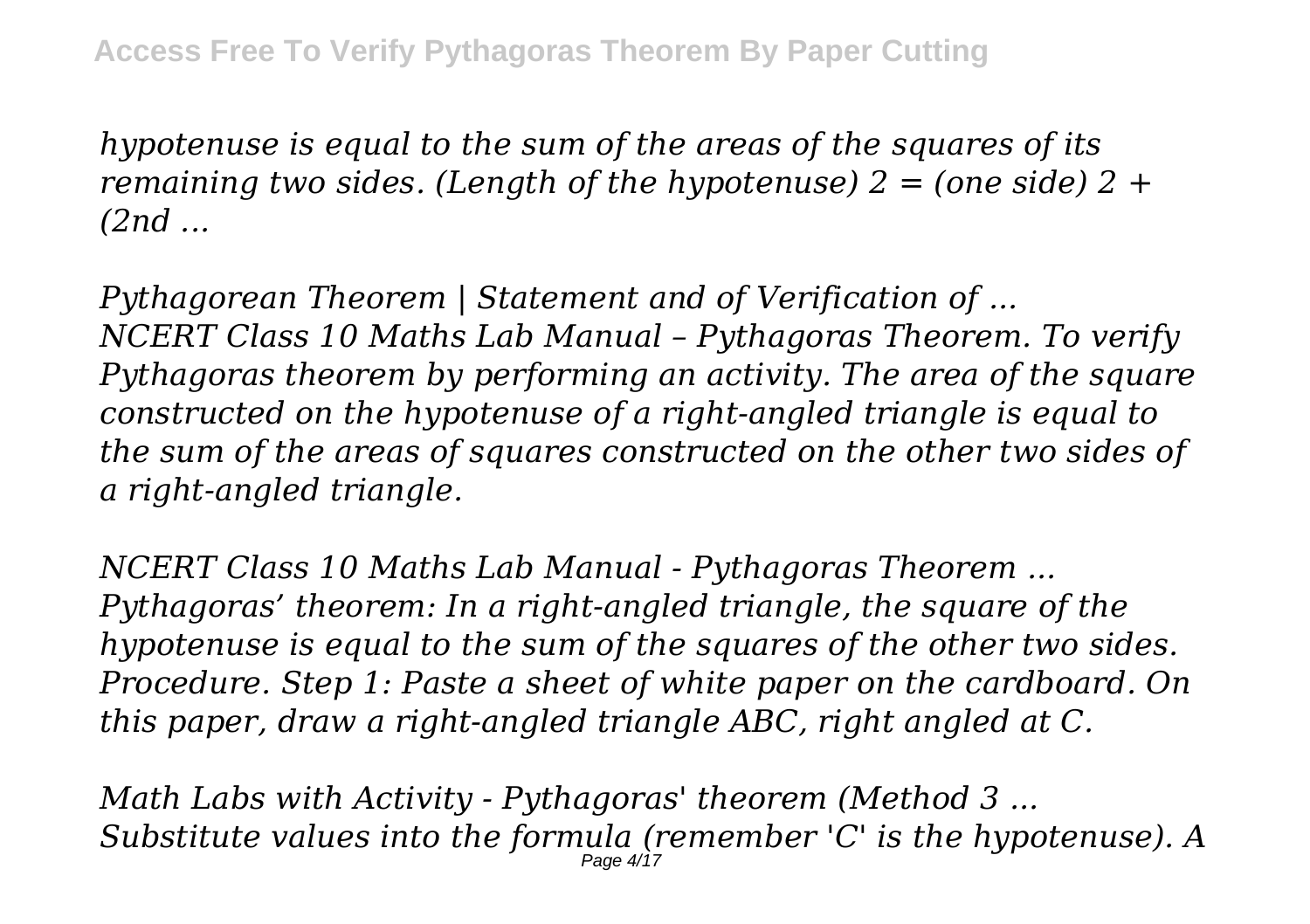*hypotenuse is equal to the sum of the areas of the squares of its remaining two sides. (Length of the hypotenuse) 2 = (one side) 2 + (2nd ...*

*Pythagorean Theorem | Statement and of Verification of ...*
*NCERT Class 10 Maths Lab Manual – Pythagoras Theorem. To verify Pythagoras theorem by performing an activity. The area of the square constructed on the hypotenuse of a right-angled triangle is equal to the sum of the areas of squares constructed on the other two sides of a right-angled triangle.*

*NCERT Class 10 Maths Lab Manual - Pythagoras Theorem ...*
*Pythagoras' theorem: In a right-angled triangle, the square of the hypotenuse is equal to the sum of the squares of the other two sides. Procedure. Step 1: Paste a sheet of white paper on the cardboard. On this paper, draw a right-angled triangle ABC, right angled at C.*

*Math Labs with Activity - Pythagoras' theorem (Method 3 ...*
*Substitute values into the formula (remember 'C' is the hypotenuse). A*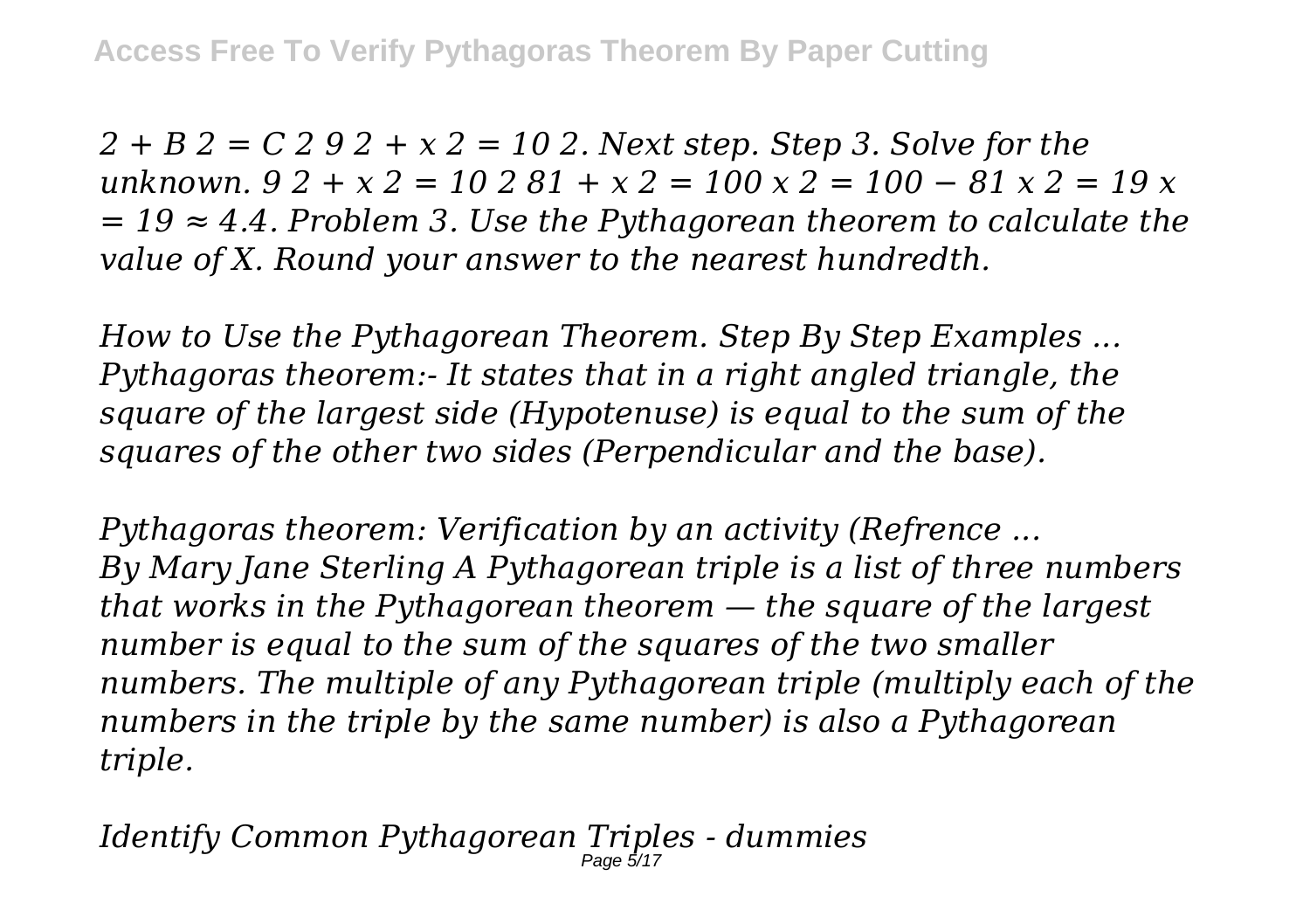*$2 + B^2 = C^2$ $9^2 + x^2 = 10^2$. Next step. Step 3. Solve for the unknown. $9^2 + x^2 = 10^2$ $81 + x^2 = 100$ $x^2 = 100 - 81$ $x^2 = 19$ $x = \sqrt{19} \approx 4.4$. Problem 3. Use the Pythagorean theorem to calculate the value of X. Round your answer to the nearest hundredth.*

*How to Use the Pythagorean Theorem. Step By Step Examples ...*
*Pythagoras theorem:- It states that in a right angled triangle, the square of the largest side (Hypotenuse) is equal to the sum of the squares of the other two sides (Perpendicular and the base).*

*Pythagoras theorem: Verification by an activity (Refrence ...*
*By Mary Jane Sterling A Pythagorean triple is a list of three numbers that works in the Pythagorean theorem — the square of the largest number is equal to the sum of the squares of the two smaller numbers. The multiple of any Pythagorean triple (multiply each of the numbers in the triple by the same number) is also a Pythagorean triple.*

*Identify Common Pythagorean Triples - dummies*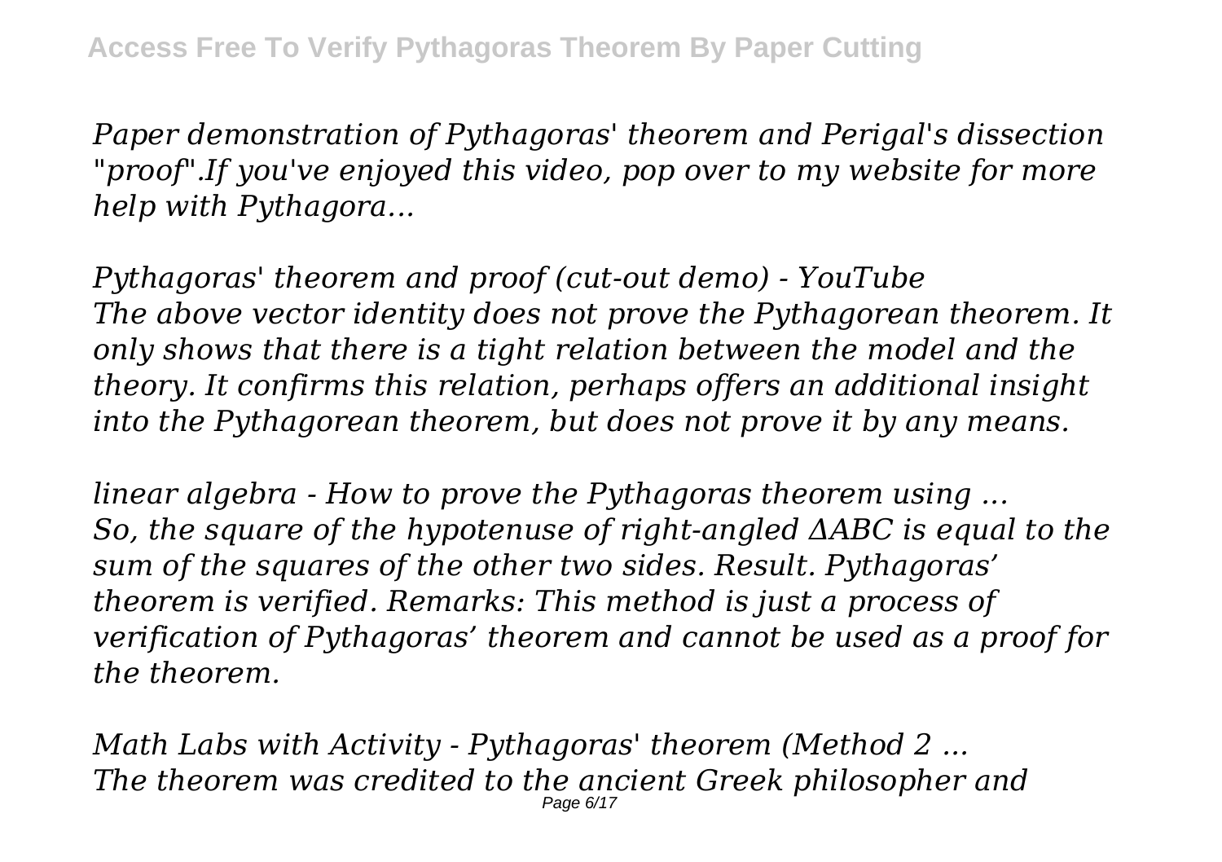*Paper demonstration of Pythagoras' theorem and Perigal's dissection "proof".If you've enjoyed this video, pop over to my website for more help with Pythagora...*

*Pythagoras' theorem and proof (cut-out demo) - YouTube*
*The above vector identity does not prove the Pythagorean theorem. It only shows that there is a tight relation between the model and the theory. It confirms this relation, perhaps offers an additional insight into the Pythagorean theorem, but does not prove it by any means.*

*linear algebra - How to prove the Pythagoras theorem using ...*
*So, the square of the hypotenuse of right-angled ΔABC is equal to the sum of the squares of the other two sides. Result. Pythagoras' theorem is verified. Remarks: This method is just a process of verification of Pythagoras' theorem and cannot be used as a proof for the theorem.*

*Math Labs with Activity - Pythagoras' theorem (Method 2 ...*
*The theorem was credited to the ancient Greek philosopher and*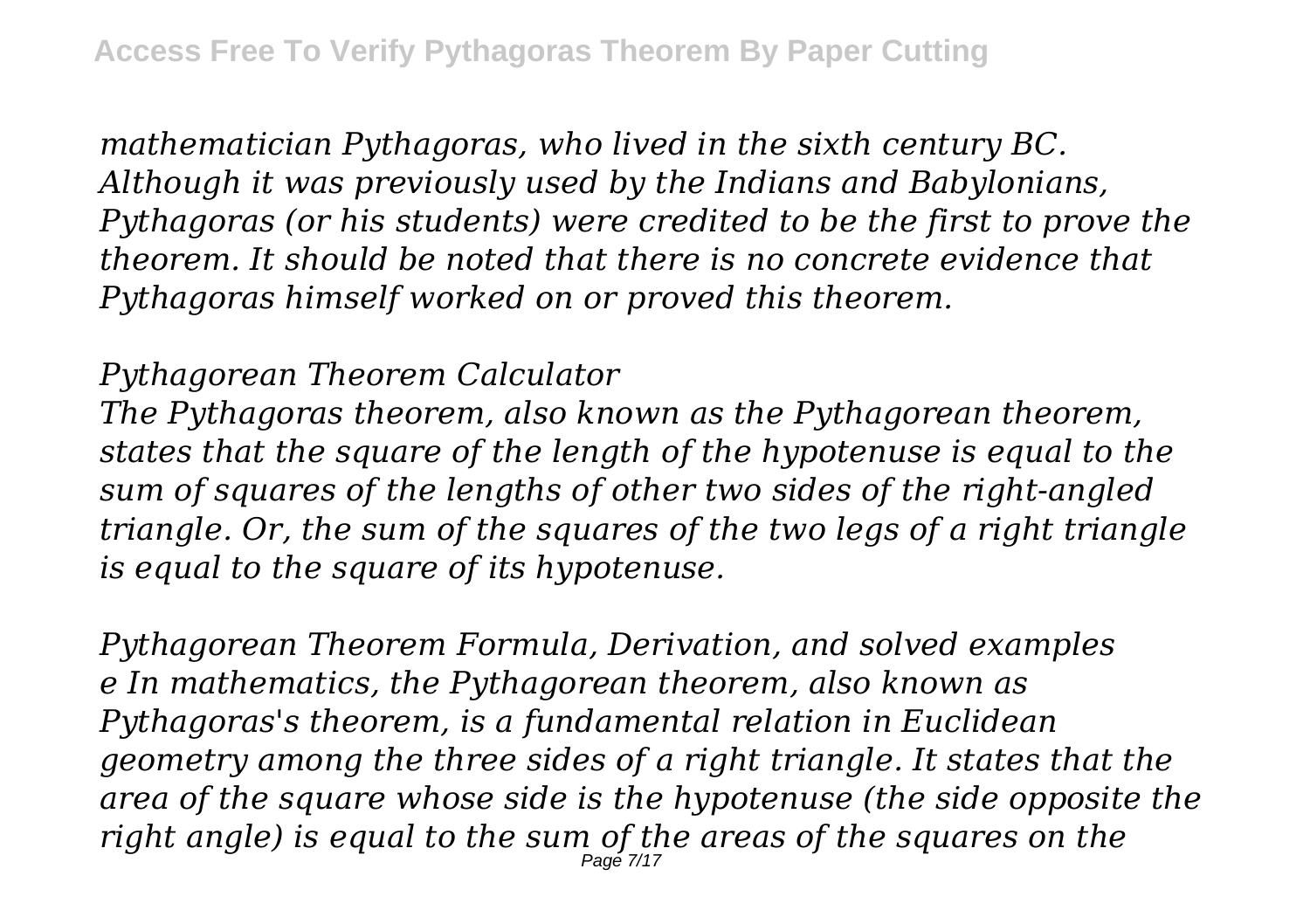*mathematician Pythagoras, who lived in the sixth century BC. Although it was previously used by the Indians and Babylonians, Pythagoras (or his students) were credited to be the first to prove the theorem. It should be noted that there is no concrete evidence that Pythagoras himself worked on or proved this theorem.*

*Pythagorean Theorem Calculator*

*The Pythagoras theorem, also known as the Pythagorean theorem, states that the square of the length of the hypotenuse is equal to the sum of squares of the lengths of other two sides of the right-angled triangle. Or, the sum of the squares of the two legs of a right triangle is equal to the square of its hypotenuse.*

*Pythagorean Theorem Formula, Derivation, and solved examples*

*e In mathematics, the Pythagorean theorem, also known as Pythagoras's theorem, is a fundamental relation in Euclidean geometry among the three sides of a right triangle. It states that the area of the square whose side is the hypotenuse (the side opposite the right angle) is equal to the sum of the areas of the squares on the*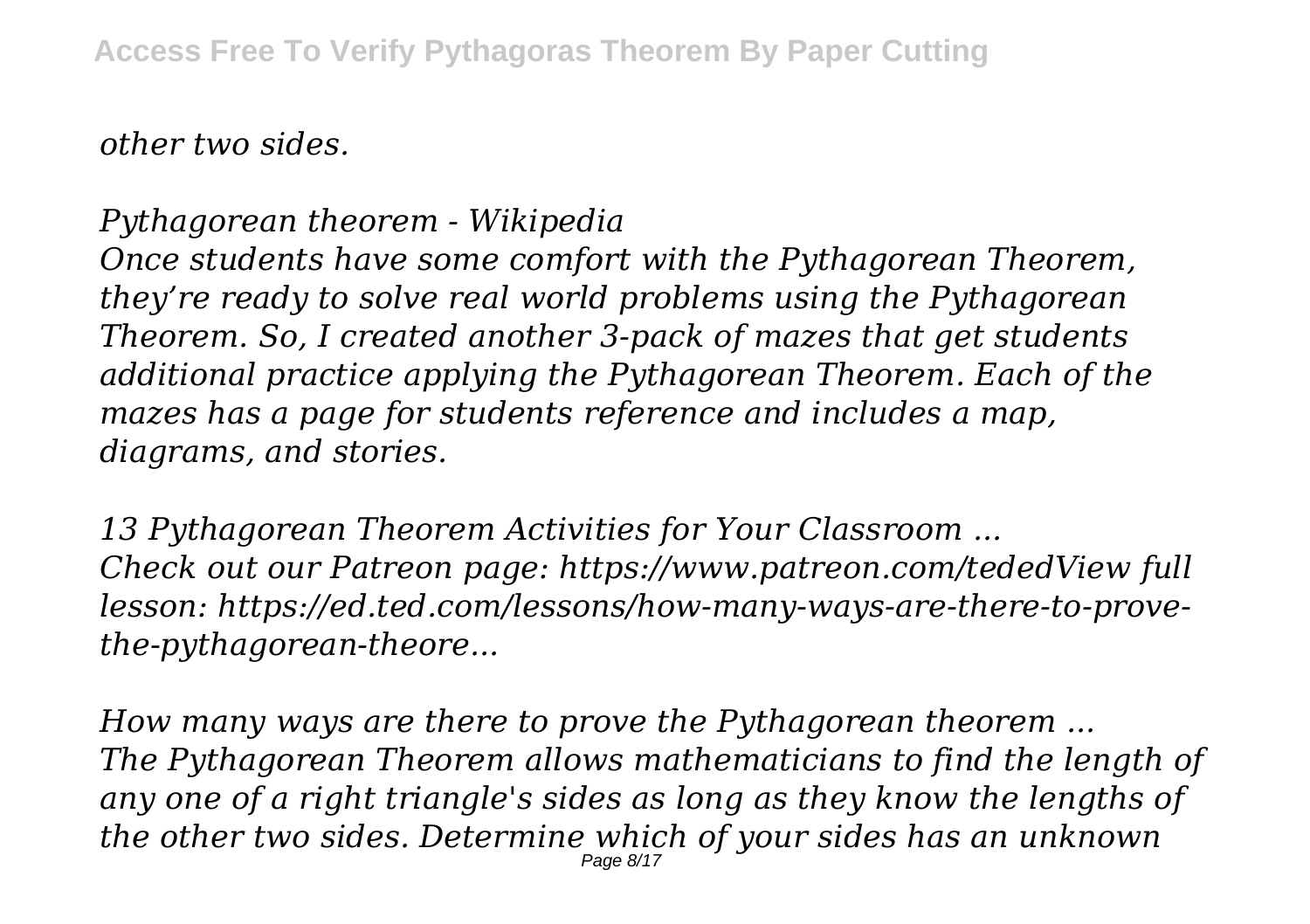*other two sides.*

*Pythagorean theorem - Wikipedia*

*Once students have some comfort with the Pythagorean Theorem, they're ready to solve real world problems using the Pythagorean Theorem. So, I created another 3-pack of mazes that get students additional practice applying the Pythagorean Theorem. Each of the mazes has a page for students reference and includes a map, diagrams, and stories.*

*13 Pythagorean Theorem Activities for Your Classroom ...*

*Check out our Patreon page: https://www.patreon.com/tededView full lesson: https://ed.ted.com/lessons/how-many-ways-are-there-to-prove-the-pythagorean-theore...*

*How many ways are there to prove the Pythagorean theorem ...*

*The Pythagorean Theorem allows mathematicians to find the length of any one of a right triangle's sides as long as they know the lengths of the other two sides. Determine which of your sides has an unknown*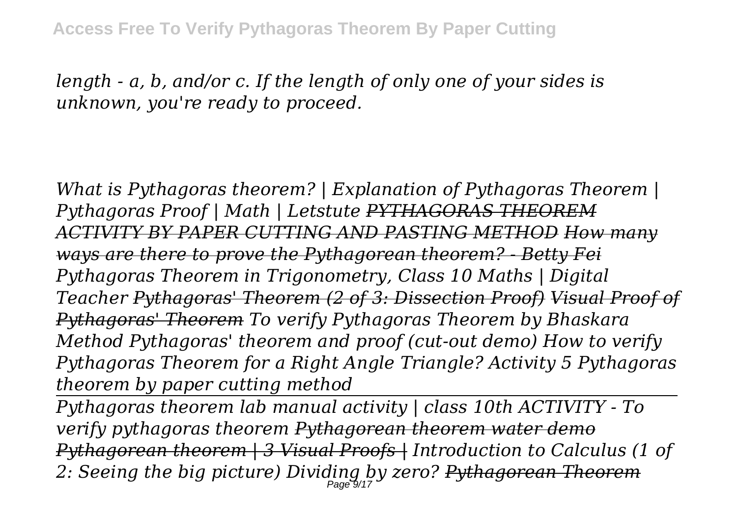*length - a, b, and/or c. If the length of only one of your sides is unknown, you're ready to proceed.*

*What is Pythagoras theorem? | Explanation of Pythagoras Theorem | Pythagoras Proof | Math | Letstute ~~PYTHAGORAS THEOREM ACTIVITY BY PAPER CUTTING AND PASTING METHOD~~ ~~How many ways are there to prove the Pythagorean theorem? - Betty Fei~~ Pythagoras Theorem in Trigonometry, Class 10 Maths | Digital Teacher ~~Pythagoras' Theorem (2 of 3: Dissection Proof)~~ ~~Visual Proof of Pythagoras' Theorem~~ To verify Pythagoras Theorem by Bhaskara Method Pythagoras' theorem and proof (cut-out demo) How to verify Pythagoras Theorem for a Right Angle Triangle? Activity 5 Pythagoras theorem by paper cutting method*

---

*Pythagoras theorem lab manual activity | class 10th ACTIVITY - To verify pythagoras theorem ~~Pythagorean theorem water demo~~ ~~Pythagorean theorem | 3 Visual Proofs |~~ Introduction to Calculus (1 of 2: Seeing the big picture) Dividing by zero? ~~Pythagorean Theorem~~*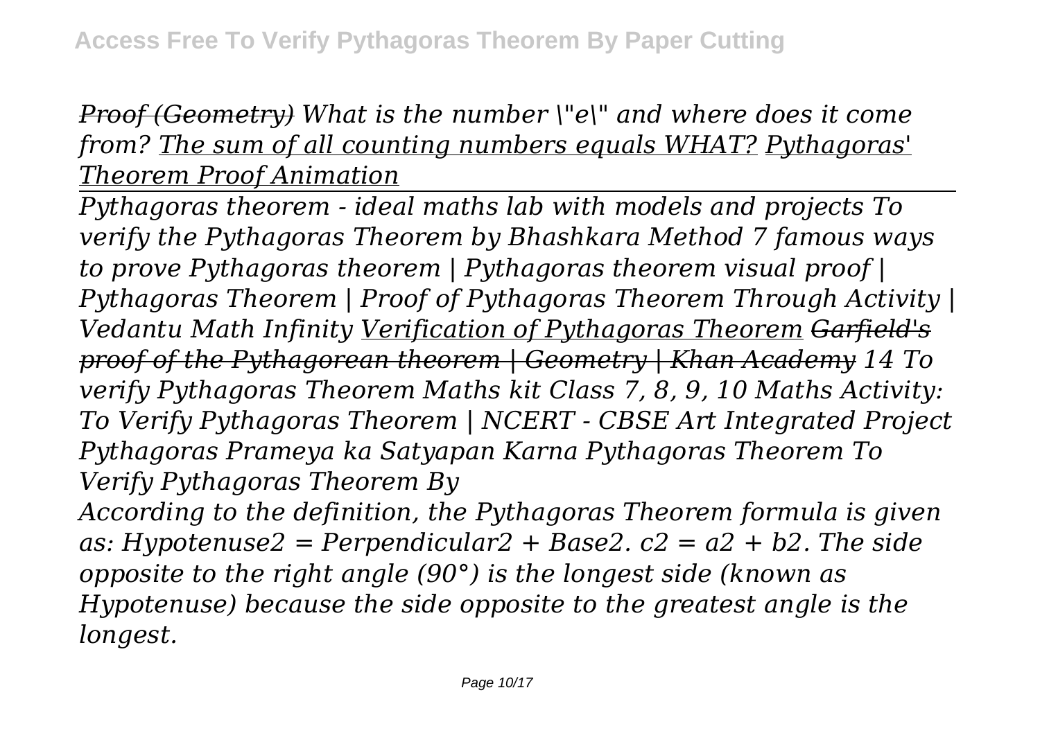*~~Proof (Geometry)~~ What is the number \"e\" and where does it come from? The sum of all counting numbers equals WHAT? Pythagoras' Theorem Proof Animation*

---

*Pythagoras theorem - ideal maths lab with models and projects To verify the Pythagoras Theorem by Bhashkara Method 7 famous ways to prove Pythagoras theorem | Pythagoras theorem visual proof | Pythagoras Theorem | Proof of Pythagoras Theorem Through Activity | Vedantu Math Infinity Verification of Pythagoras Theorem ~~Garfield's proof of the Pythagorean theorem | Geometry | Khan Academy~~ 14 To verify Pythagoras Theorem Maths kit Class 7, 8, 9, 10 Maths Activity: To Verify Pythagoras Theorem | NCERT - CBSE Art Integrated Project Pythagoras Prameya ka Satyapan Karna Pythagoras Theorem To Verify Pythagoras Theorem By*

*According to the definition, the Pythagoras Theorem formula is given as: Hypotenuse2 = Perpendicular2 + Base2. c2 = a2 + b2. The side opposite to the right angle (90°) is the longest side (known as Hypotenuse) because the side opposite to the greatest angle is the longest.*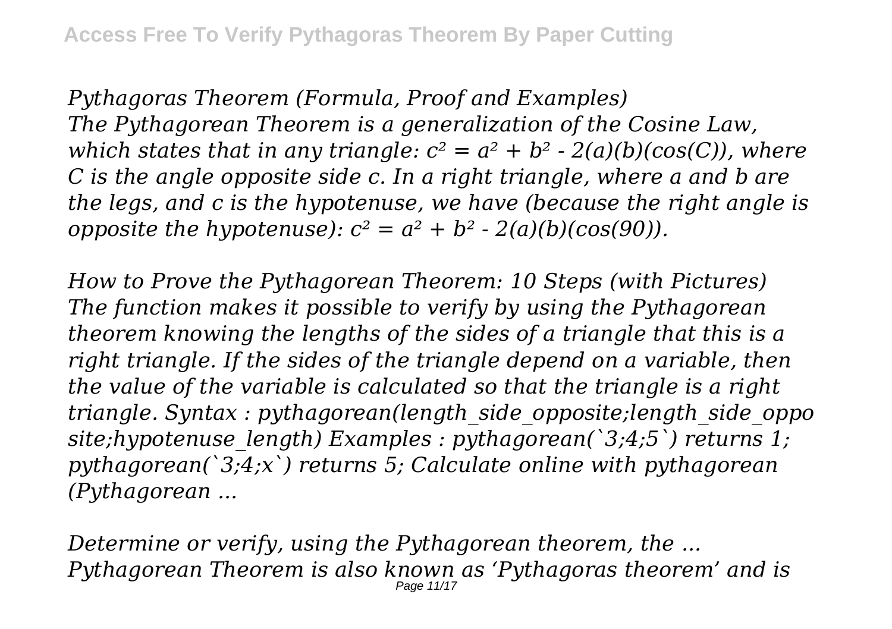*Pythagoras Theorem (Formula, Proof and Examples)*
*The Pythagorean Theorem is a generalization of the Cosine Law, which states that in any triangle: $c^2 = a^2 + b^2 - 2(a)(b)(\cos(C))$, where C is the angle opposite side c. In a right triangle, where a and b are the legs, and c is the hypotenuse, we have (because the right angle is opposite the hypotenuse): $c^2 = a^2 + b^2 - 2(a)(b)(\cos(90))$.*

*How to Prove the Pythagorean Theorem: 10 Steps (with Pictures)*
*The function makes it possible to verify by using the Pythagorean theorem knowing the lengths of the sides of a triangle that this is a right triangle. If the sides of the triangle depend on a variable, then the value of the variable is calculated so that the triangle is a right triangle. Syntax : pythagorean(length_side_opposite;length_side_opposite;hypotenuse_length) Examples : pythagorean(`3;4;5`) returns 1; pythagorean(`3;4;x`) returns 5; Calculate online with pythagorean (Pythagorean ...*

*Determine or verify, using the Pythagorean theorem, the ...*
*Pythagorean Theorem is also known as 'Pythagoras theorem' and is*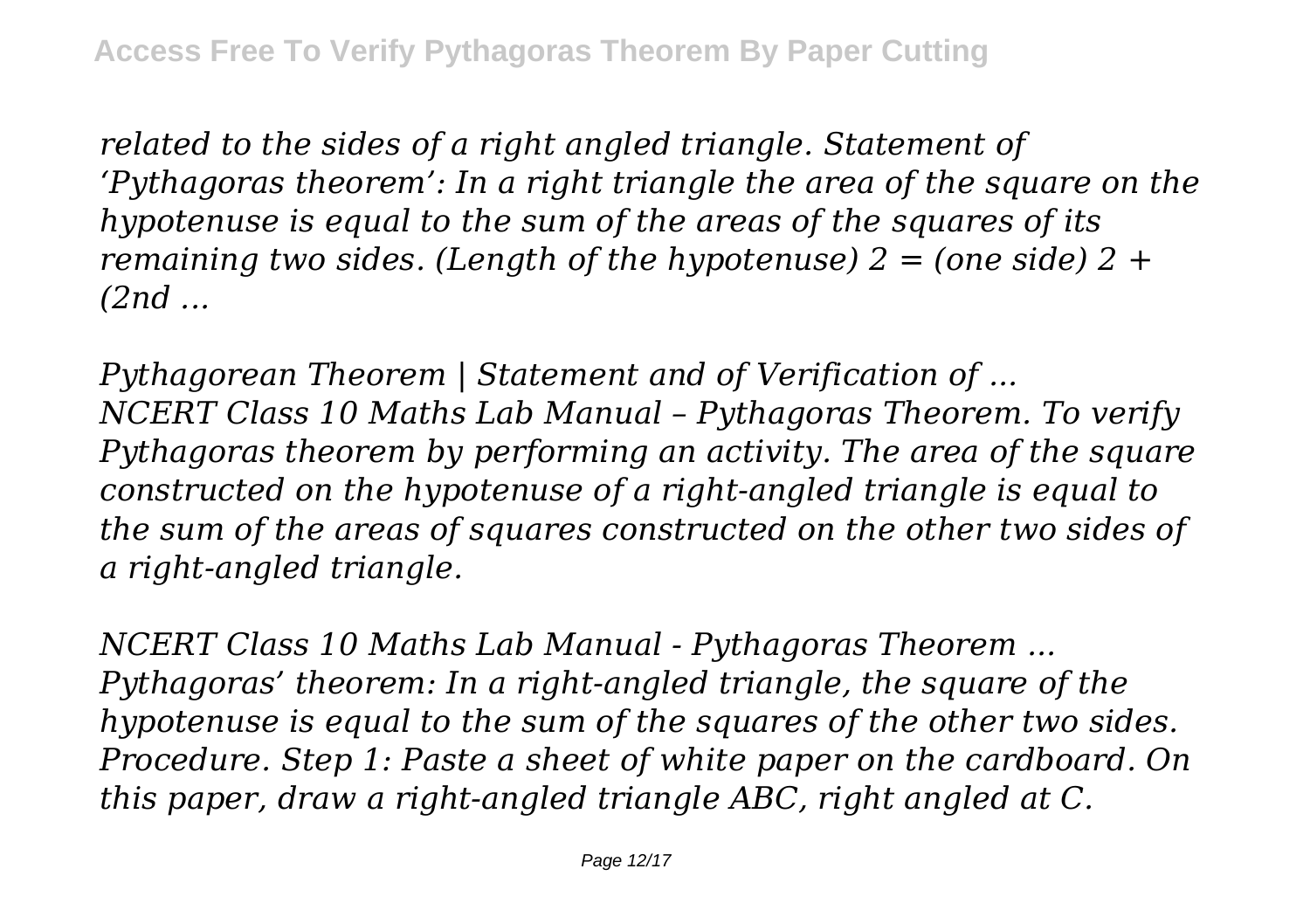*related to the sides of a right angled triangle. Statement of 'Pythagoras theorem': In a right triangle the area of the square on the hypotenuse is equal to the sum of the areas of the squares of its remaining two sides. (Length of the hypotenuse) 2 = (one side) 2 + (2nd ...*

*Pythagorean Theorem | Statement and of Verification of ...*
*NCERT Class 10 Maths Lab Manual – Pythagoras Theorem. To verify Pythagoras theorem by performing an activity. The area of the square constructed on the hypotenuse of a right-angled triangle is equal to the sum of the areas of squares constructed on the other two sides of a right-angled triangle.*

*NCERT Class 10 Maths Lab Manual - Pythagoras Theorem ...*
*Pythagoras' theorem: In a right-angled triangle, the square of the hypotenuse is equal to the sum of the squares of the other two sides. Procedure. Step 1: Paste a sheet of white paper on the cardboard. On this paper, draw a right-angled triangle ABC, right angled at C.*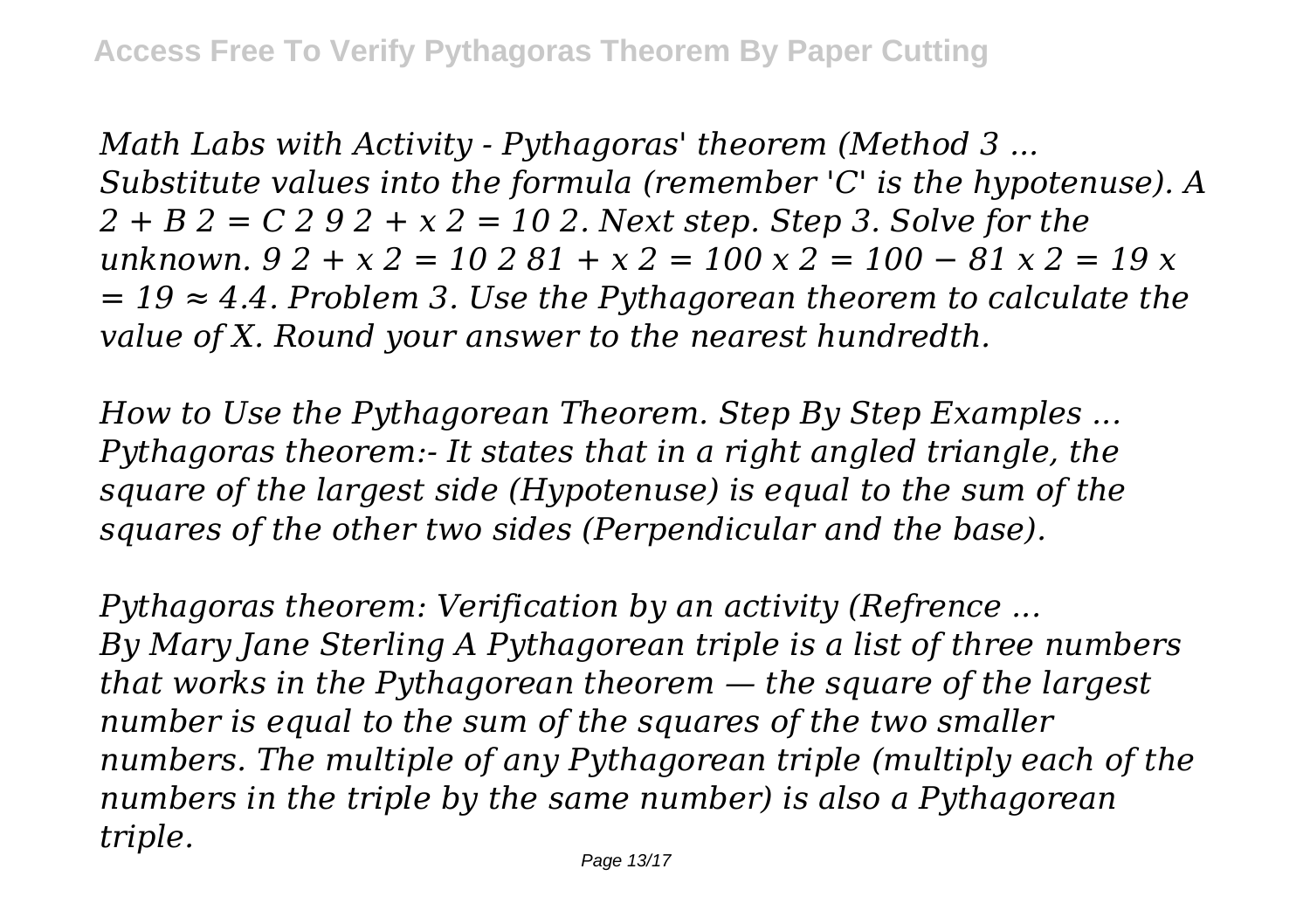*Math Labs with Activity - Pythagoras' theorem (Method 3 ... Substitute values into the formula (remember 'C' is the hypotenuse). A 2 + B 2 = C 2 9 2 + x 2 = 10 2. Next step. Step 3. Solve for the unknown. 9 2 + x 2 = 10 2 81 + x 2 = 100 x 2 = 100 − 81 x 2 = 19 x = 19 ≈ 4.4. Problem 3. Use the Pythagorean theorem to calculate the value of X. Round your answer to the nearest hundredth.*

*How to Use the Pythagorean Theorem. Step By Step Examples ... Pythagoras theorem:- It states that in a right angled triangle, the square of the largest side (Hypotenuse) is equal to the sum of the squares of the other two sides (Perpendicular and the base).*

*Pythagoras theorem: Verification by an activity (Refrence ... By Mary Jane Sterling A Pythagorean triple is a list of three numbers that works in the Pythagorean theorem — the square of the largest number is equal to the sum of the squares of the two smaller numbers. The multiple of any Pythagorean triple (multiply each of the numbers in the triple by the same number) is also a Pythagorean triple.*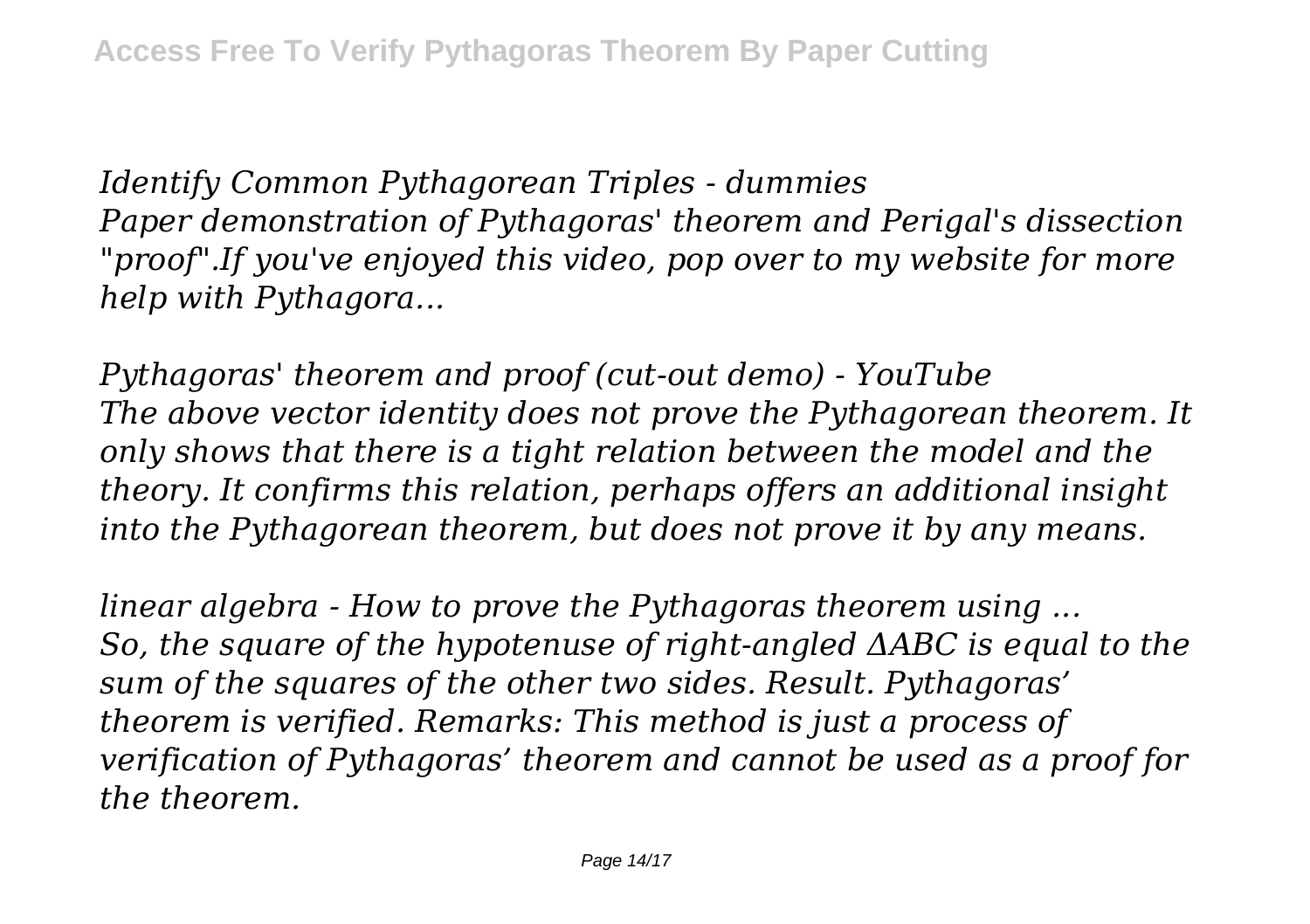*Identify Common Pythagorean Triples - dummies*
*Paper demonstration of Pythagoras' theorem and Perigal's dissection "proof".If you've enjoyed this video, pop over to my website for more help with Pythagora...*

*Pythagoras' theorem and proof (cut-out demo) - YouTube*
*The above vector identity does not prove the Pythagorean theorem. It only shows that there is a tight relation between the model and the theory. It confirms this relation, perhaps offers an additional insight into the Pythagorean theorem, but does not prove it by any means.*

*linear algebra - How to prove the Pythagoras theorem using ...*
*So, the square of the hypotenuse of right-angled ΔABC is equal to the sum of the squares of the other two sides. Result. Pythagoras' theorem is verified. Remarks: This method is just a process of verification of Pythagoras' theorem and cannot be used as a proof for the theorem.*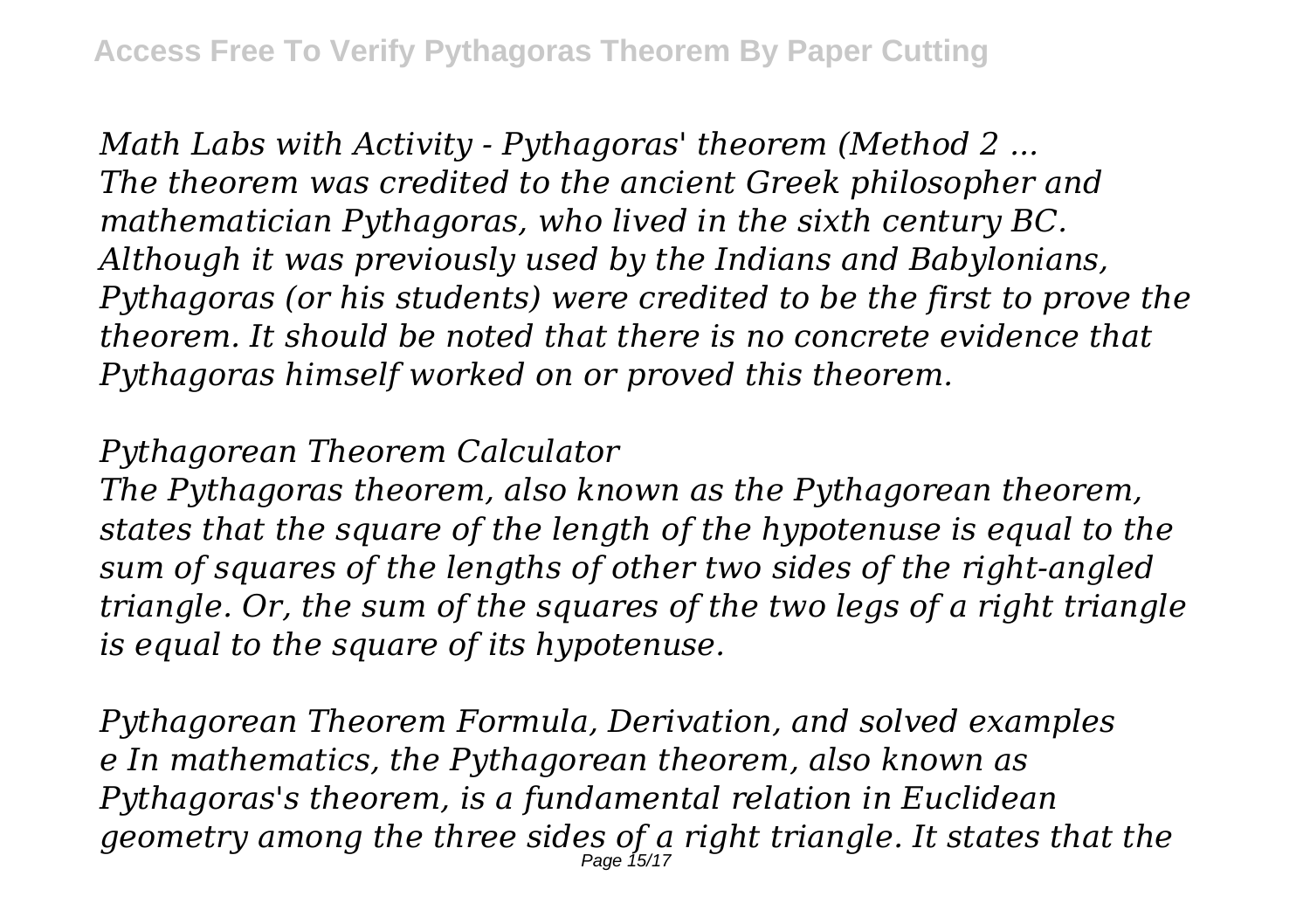*Math Labs with Activity - Pythagoras' theorem (Method 2 ...*
*The theorem was credited to the ancient Greek philosopher and mathematician Pythagoras, who lived in the sixth century BC. Although it was previously used by the Indians and Babylonians, Pythagoras (or his students) were credited to be the first to prove the theorem. It should be noted that there is no concrete evidence that Pythagoras himself worked on or proved this theorem.*

*Pythagorean Theorem Calculator*
*The Pythagoras theorem, also known as the Pythagorean theorem, states that the square of the length of the hypotenuse is equal to the sum of squares of the lengths of other two sides of the right-angled triangle. Or, the sum of the squares of the two legs of a right triangle is equal to the square of its hypotenuse.*

*Pythagorean Theorem Formula, Derivation, and solved examples*
*e In mathematics, the Pythagorean theorem, also known as Pythagoras's theorem, is a fundamental relation in Euclidean geometry among the three sides of a right triangle. It states that the*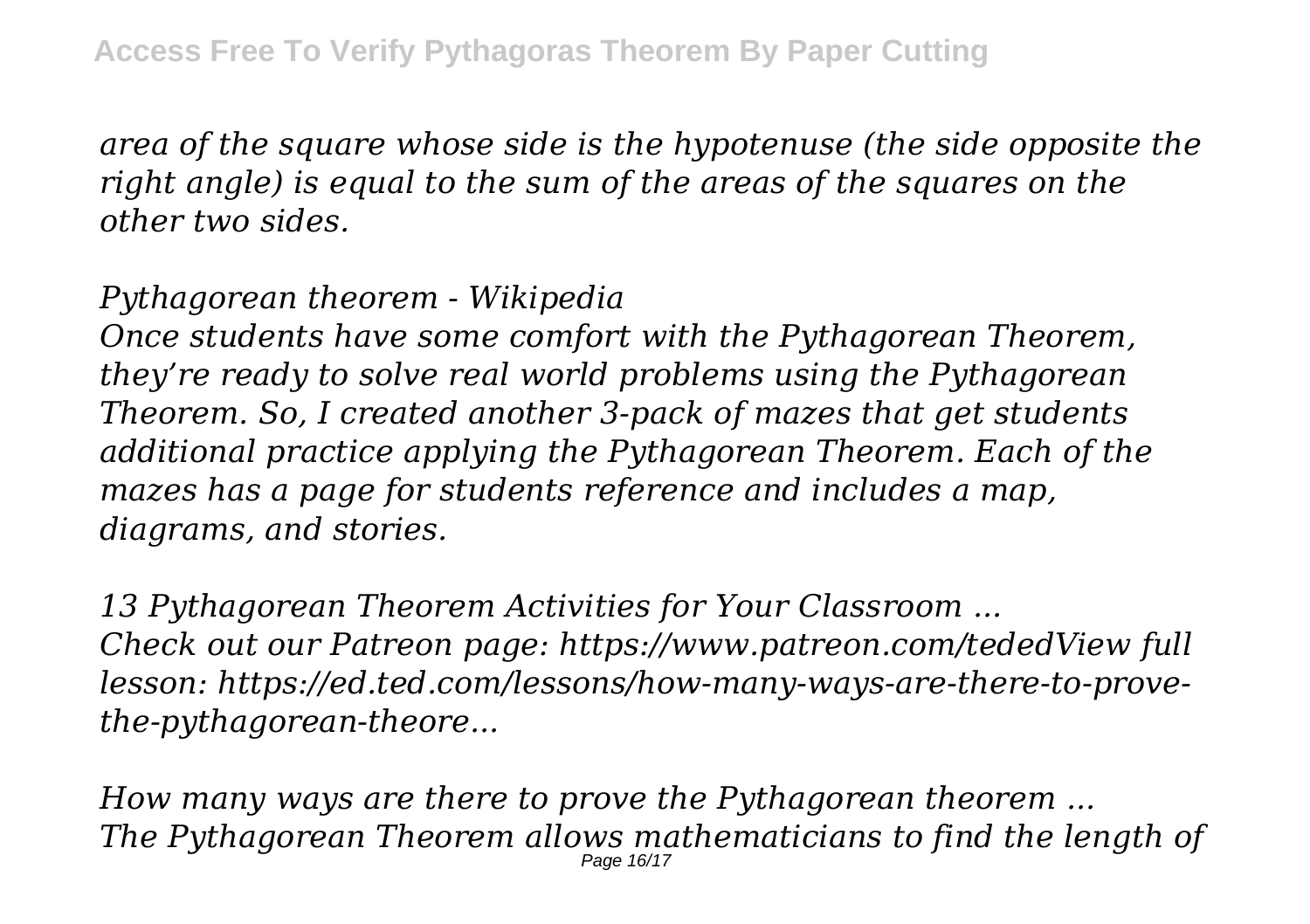*area of the square whose side is the hypotenuse (the side opposite the right angle) is equal to the sum of the areas of the squares on the other two sides.*

*Pythagorean theorem - Wikipedia*
*Once students have some comfort with the Pythagorean Theorem, they're ready to solve real world problems using the Pythagorean Theorem. So, I created another 3-pack of mazes that get students additional practice applying the Pythagorean Theorem. Each of the mazes has a page for students reference and includes a map, diagrams, and stories.*

*13 Pythagorean Theorem Activities for Your Classroom ...*
*Check out our Patreon page: https://www.patreon.com/tededView full lesson: https://ed.ted.com/lessons/how-many-ways-are-there-to-prove-the-pythagorean-theore...*

*How many ways are there to prove the Pythagorean theorem ...*
*The Pythagorean Theorem allows mathematicians to find the length of*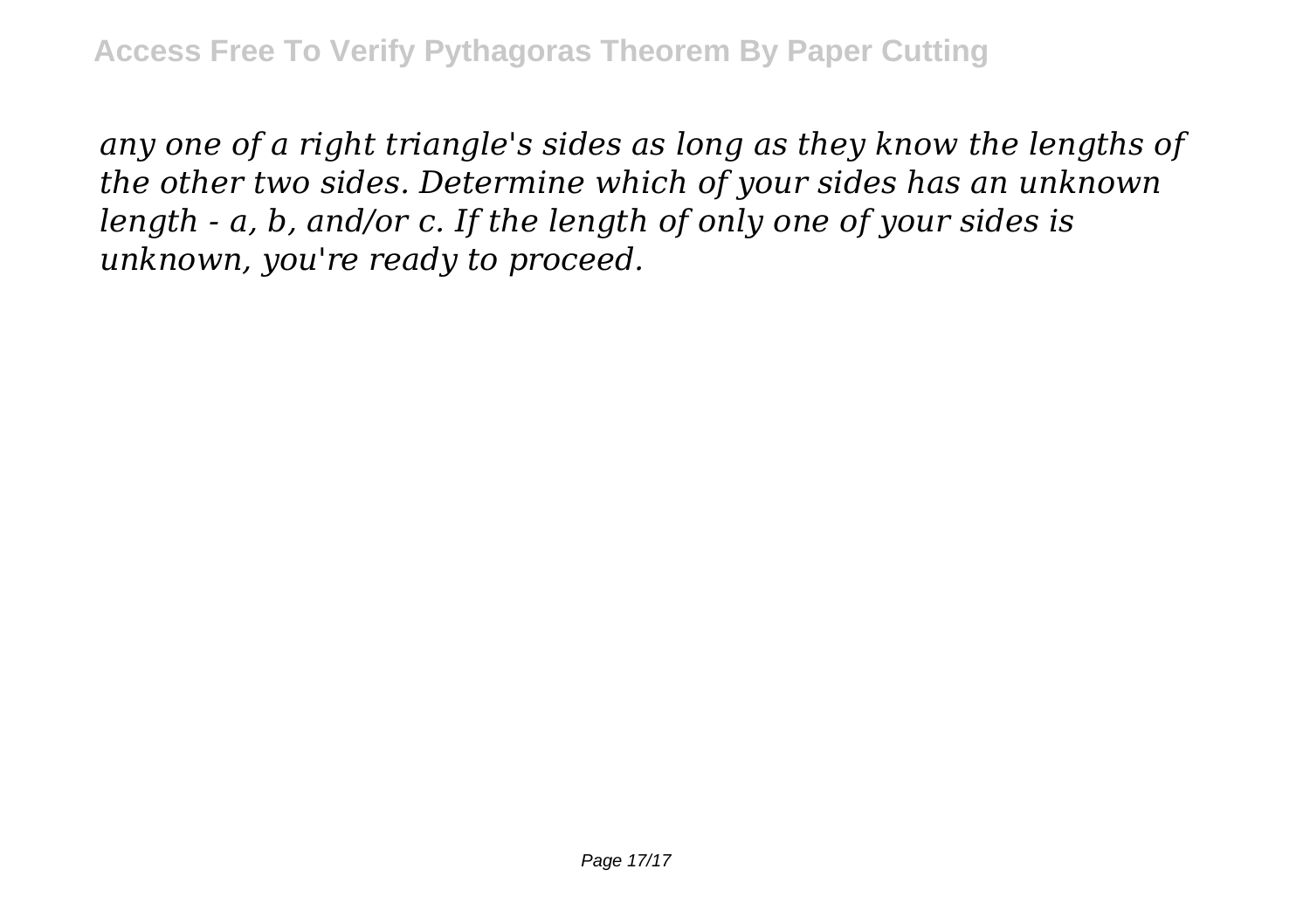*any one of a right triangle's sides as long as they know the lengths of the other two sides. Determine which of your sides has an unknown length - $a$, $b$, and/or $c$. If the length of only one of your sides is unknown, you're ready to proceed.*